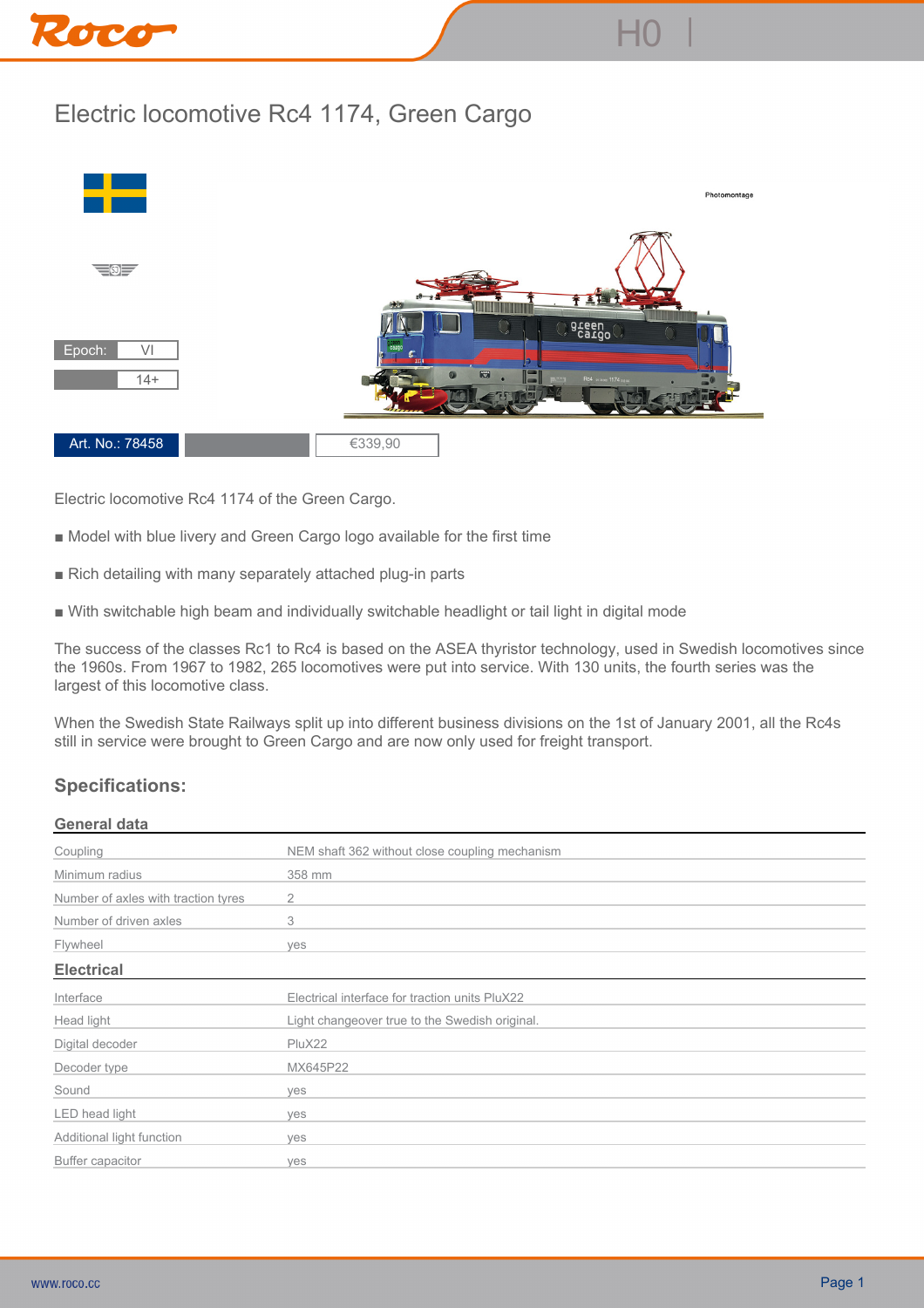# Electric locomotive Rc4 1174, Green Cargo

Photomontage

| Epoch: | VI |
|---|---|
| | 14+ |

Art. No.: 78458 | €339,90

Electric locomotive Rc4 1174 of the Green Cargo.

■ Model with blue livery and Green Cargo logo available for the first time

■ Rich detailing with many separately attached plug-in parts

■ With switchable high beam and individually switchable headlight or tail light in digital mode

The success of the classes Rc1 to Rc4 is based on the ASEA thyristor technology, used in Swedish locomotives since the 1960s. From 1967 to 1982, 265 locomotives were put into service. With 130 units, the fourth series was the largest of this locomotive class.

When the Swedish State Railways split up into different business divisions on the 1st of January 2001, all the Rc4s still in service were brought to Green Cargo and are now only used for freight transport.

## Specifications:

### General data

| | |
|---|---|
| Coupling | NEM shaft 362 without close coupling mechanism |
| Minimum radius | 358 mm |
| Number of axles with traction tyres | 2 |
| Number of driven axles | 3 |
| Flywheel | yes |

### Electrical

| | |
|---|---|
| Interface | Electrical interface for traction units PluX22 |
| Head light | Light changeover true to the Swedish original. |
| Digital decoder | PluX22 |
| Decoder type | MX645P22 |
| Sound | yes |
| LED head light | yes |
| Additional light function | yes |
| Buffer capacitor | yes |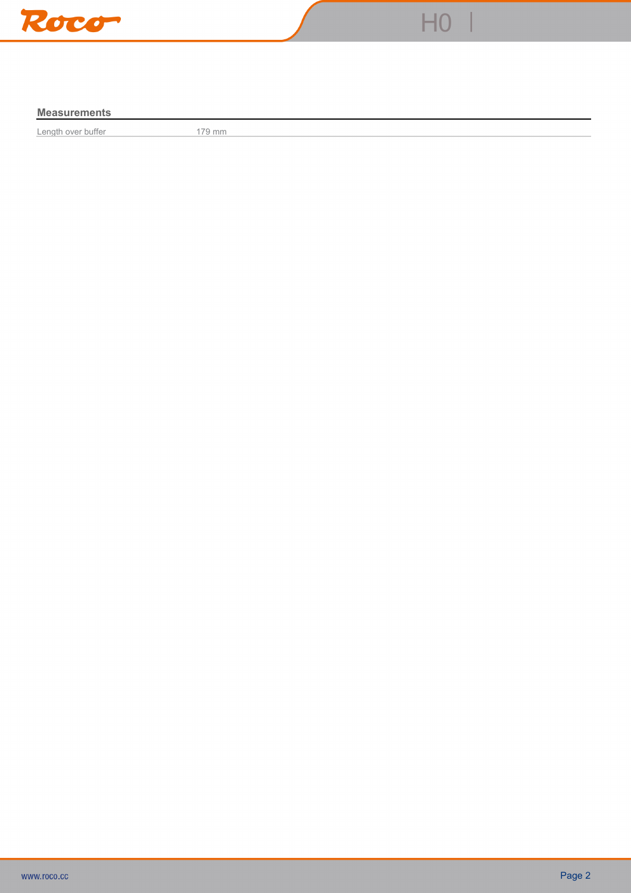## Measurements

| | |
|---|---|
| Length over buffer | 179 mm |